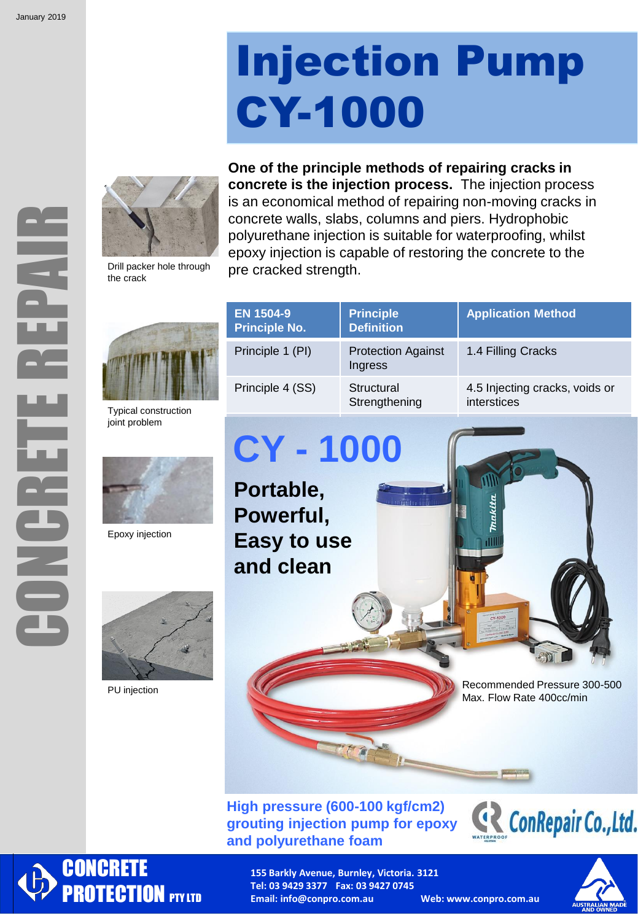January 2019

# Injection Pump CY-1000

CONCRETE REPAIR

Drill packer hole through the crack

**One of the principle methods of repairing cracks in concrete is the injection process.** The injection process is an economical method of repairing non-moving cracks in concrete walls, slabs, columns and piers. Hydrophobic polyurethane injection is suitable for waterproofing, whilst epoxy injection is capable of restoring the concrete to the pre cracked strength.

Typical construction joint problem

| EN 1504-9 Principle No. | Principle Definition | Application Method |
|---|---|---|
| Principle 1 (PI) | Protection Against Ingress | 1.4 Filling Cracks |
| Principle 4 (SS) | Structural Strengthening | 4.5 Injecting cracks, voids or interstices |

Epoxy injection

PU injection

## CY - 1000

**Portable, Powerful, Easy to use and clean**

Recommended Pressure 300-500
Max. Flow Rate 400cc/min

**High pressure (600-100 kgf/cm2) grouting injection pump for epoxy and polyurethane foam**

ConRepair Co.,Ltd.

**CONCRETE PROTECTION PTY LTD**

**155 Barkly Avenue, Burnley, Victoria. 3121**
**Tel: 03 9429 3377 Fax: 03 9427 0745**
**Email: info@conpro.com.au Web: www.conpro.com.au**

AUSTRALIAN MADE AND OWNED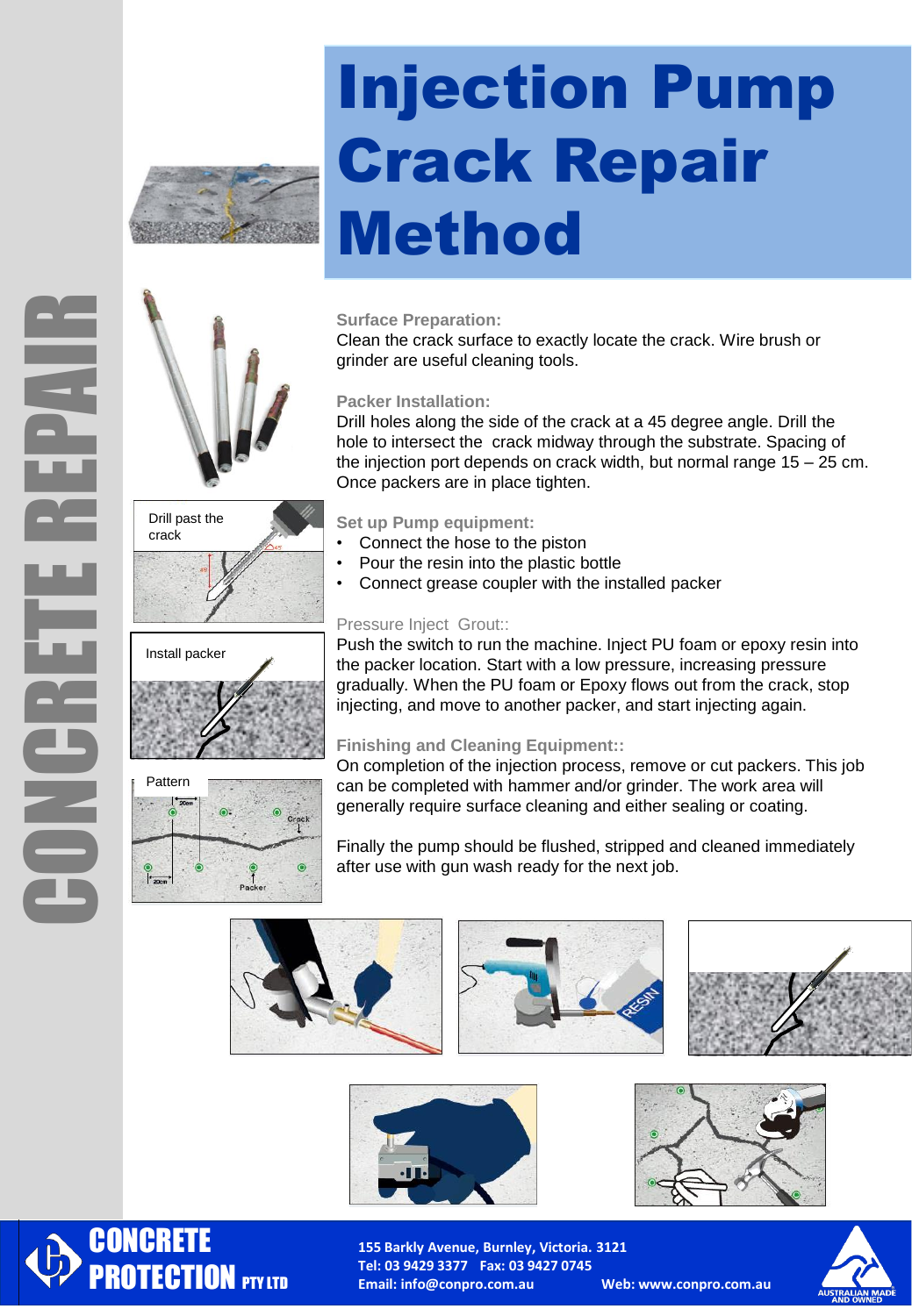# Injection Pump Crack Repair Method

CONCRETE REPAIR

Drill past the crack

Install packer

Pattern

### Surface Preparation:

Clean the crack surface to exactly locate the crack. Wire brush or grinder are useful cleaning tools.

### Packer Installation:

Drill holes along the side of the crack at a 45 degree angle. Drill the hole to intersect the crack midway through the substrate. Spacing of the injection port depends on crack width, but normal range 15 – 25 cm. Once packers are in place tighten.

### Set up Pump equipment:

- Connect the hose to the piston
- Pour the resin into the plastic bottle
- Connect grease coupler with the installed packer

### Pressure Inject Grout::

Push the switch to run the machine. Inject PU foam or epoxy resin into the packer location. Start with a low pressure, increasing pressure gradually. When the PU foam or Epoxy flows out from the crack, stop injecting, and move to another packer, and start injecting again.

### Finishing and Cleaning Equipment::

On completion of the injection process, remove or cut packers. This job can be completed with hammer and/or grinder. The work area will generally require surface cleaning and either sealing or coating.

Finally the pump should be flushed, stripped and cleaned immediately after use with gun wash ready for the next job.

**CONCRETE PROTECTION PTY LTD**

155 Barkly Avenue, Burnley, Victoria. 3121
Tel: 03 9429 3377 Fax: 03 9427 0745
Email: info@conpro.com.au Web: www.conpro.com.au

AUSTRALIAN MADE AND OWNED